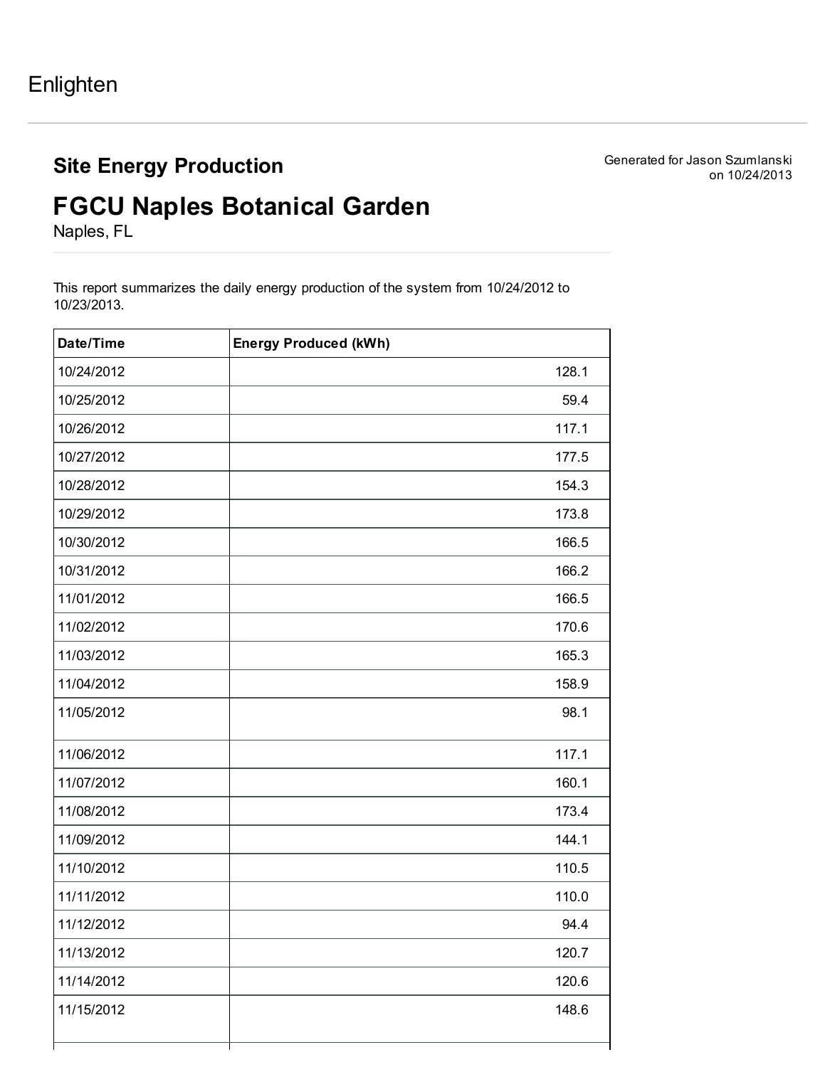Enlighten

## Site Energy Production

Generated for Jason Szumlanski
on 10/24/2013

# FGCU Naples Botanical Garden

Naples, FL

This report summarizes the daily energy production of the system from 10/24/2012 to 10/23/2013.

| Date/Time | Energy Produced (kWh) |
|---|---|
| 10/24/2012 | 128.1 |
| 10/25/2012 | 59.4 |
| 10/26/2012 | 117.1 |
| 10/27/2012 | 177.5 |
| 10/28/2012 | 154.3 |
| 10/29/2012 | 173.8 |
| 10/30/2012 | 166.5 |
| 10/31/2012 | 166.2 |
| 11/01/2012 | 166.5 |
| 11/02/2012 | 170.6 |
| 11/03/2012 | 165.3 |
| 11/04/2012 | 158.9 |
| 11/05/2012 | 98.1 |
| 11/06/2012 | 117.1 |
| 11/07/2012 | 160.1 |
| 11/08/2012 | 173.4 |
| 11/09/2012 | 144.1 |
| 11/10/2012 | 110.5 |
| 11/11/2012 | 110.0 |
| 11/12/2012 | 94.4 |
| 11/13/2012 | 120.7 |
| 11/14/2012 | 120.6 |
| 11/15/2012 | 148.6 |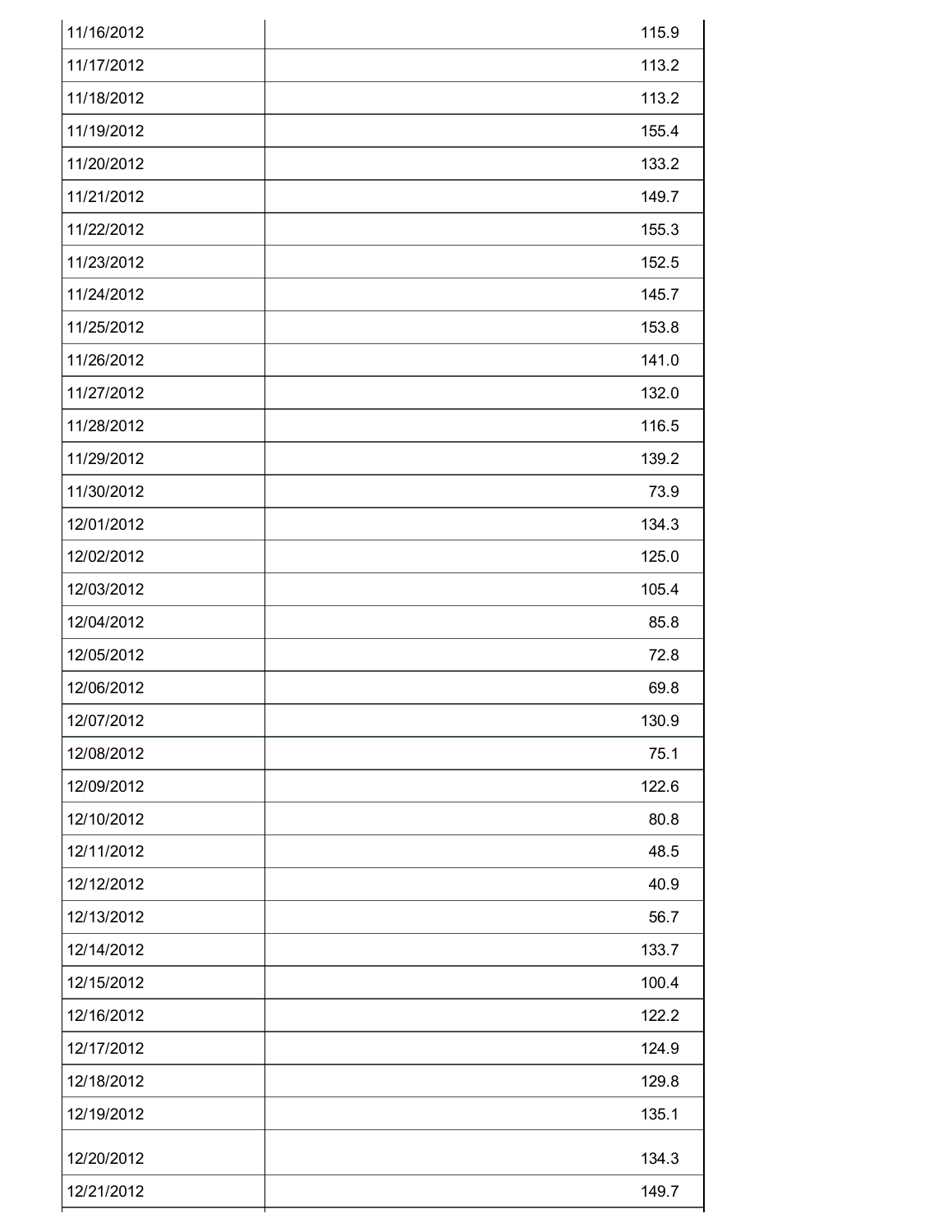| 11/16/2012 | 115.9 |
| --- | --- |
| 11/17/2012 | 113.2 |
| 11/18/2012 | 113.2 |
| 11/19/2012 | 155.4 |
| 11/20/2012 | 133.2 |
| 11/21/2012 | 149.7 |
| 11/22/2012 | 155.3 |
| 11/23/2012 | 152.5 |
| 11/24/2012 | 145.7 |
| 11/25/2012 | 153.8 |
| 11/26/2012 | 141.0 |
| 11/27/2012 | 132.0 |
| 11/28/2012 | 116.5 |
| 11/29/2012 | 139.2 |
| 11/30/2012 | 73.9 |
| 12/01/2012 | 134.3 |
| 12/02/2012 | 125.0 |
| 12/03/2012 | 105.4 |
| 12/04/2012 | 85.8 |
| 12/05/2012 | 72.8 |
| 12/06/2012 | 69.8 |
| 12/07/2012 | 130.9 |
| 12/08/2012 | 75.1 |
| 12/09/2012 | 122.6 |
| 12/10/2012 | 80.8 |
| 12/11/2012 | 48.5 |
| 12/12/2012 | 40.9 |
| 12/13/2012 | 56.7 |
| 12/14/2012 | 133.7 |
| 12/15/2012 | 100.4 |
| 12/16/2012 | 122.2 |
| 12/17/2012 | 124.9 |
| 12/18/2012 | 129.8 |
| 12/19/2012 | 135.1 |
| 12/20/2012 | 134.3 |
| 12/21/2012 | 149.7 |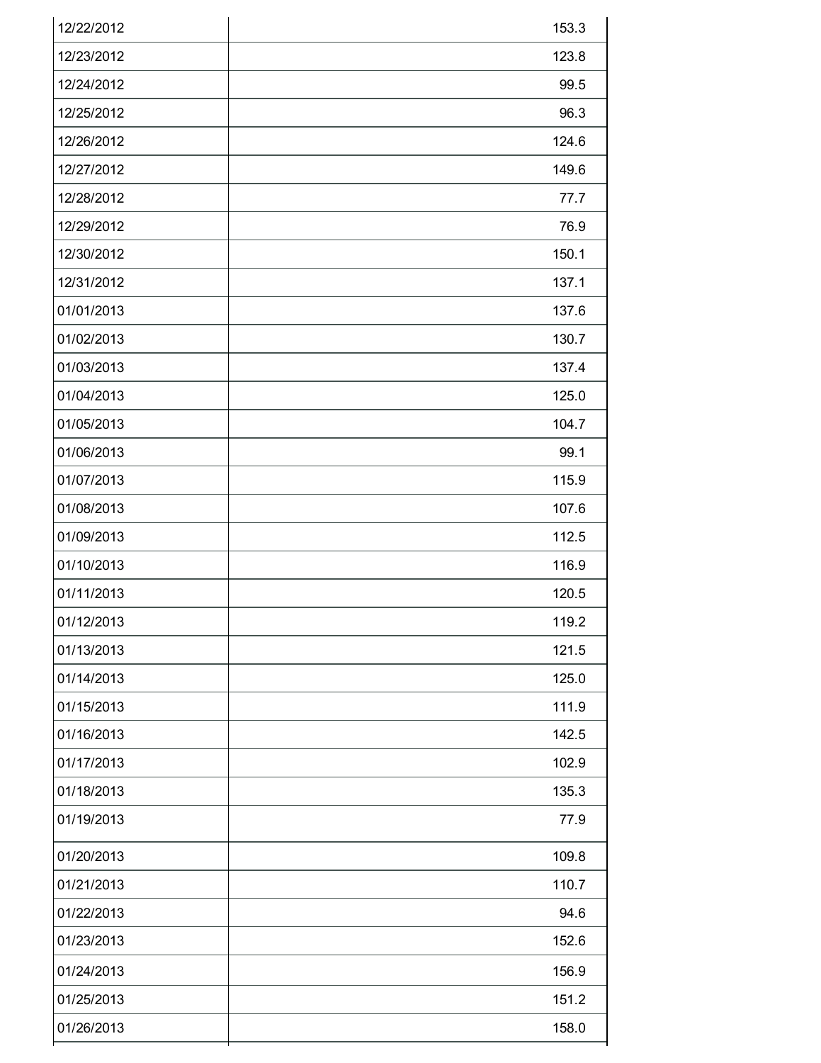| | |
|---|---|
| 12/22/2012 | 153.3 |
| 12/23/2012 | 123.8 |
| 12/24/2012 | 99.5 |
| 12/25/2012 | 96.3 |
| 12/26/2012 | 124.6 |
| 12/27/2012 | 149.6 |
| 12/28/2012 | 77.7 |
| 12/29/2012 | 76.9 |
| 12/30/2012 | 150.1 |
| 12/31/2012 | 137.1 |
| 01/01/2013 | 137.6 |
| 01/02/2013 | 130.7 |
| 01/03/2013 | 137.4 |
| 01/04/2013 | 125.0 |
| 01/05/2013 | 104.7 |
| 01/06/2013 | 99.1 |
| 01/07/2013 | 115.9 |
| 01/08/2013 | 107.6 |
| 01/09/2013 | 112.5 |
| 01/10/2013 | 116.9 |
| 01/11/2013 | 120.5 |
| 01/12/2013 | 119.2 |
| 01/13/2013 | 121.5 |
| 01/14/2013 | 125.0 |
| 01/15/2013 | 111.9 |
| 01/16/2013 | 142.5 |
| 01/17/2013 | 102.9 |
| 01/18/2013 | 135.3 |
| 01/19/2013 | 77.9 |
| 01/20/2013 | 109.8 |
| 01/21/2013 | 110.7 |
| 01/22/2013 | 94.6 |
| 01/23/2013 | 152.6 |
| 01/24/2013 | 156.9 |
| 01/25/2013 | 151.2 |
| 01/26/2013 | 158.0 |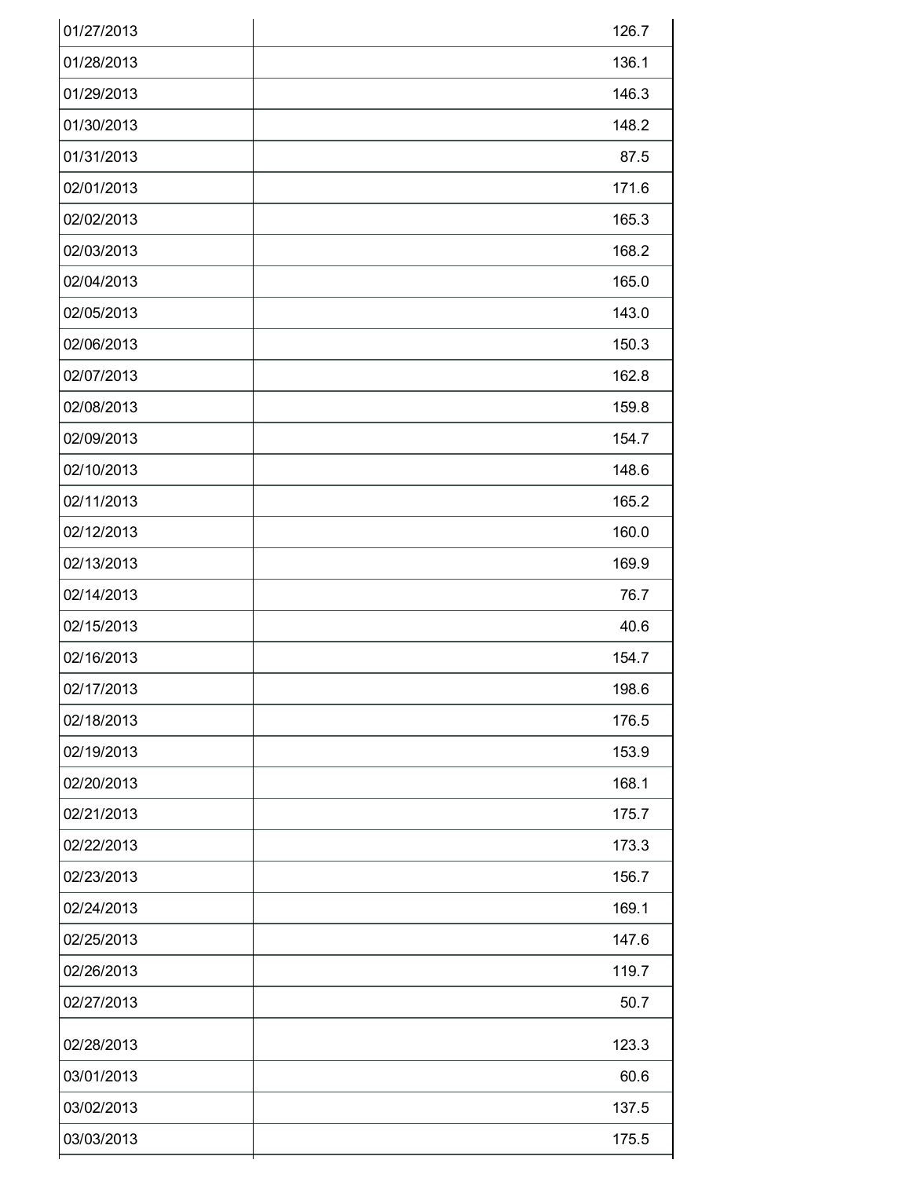| | |
|---|---|
| 01/27/2013 | 126.7 |
| 01/28/2013 | 136.1 |
| 01/29/2013 | 146.3 |
| 01/30/2013 | 148.2 |
| 01/31/2013 | 87.5 |
| 02/01/2013 | 171.6 |
| 02/02/2013 | 165.3 |
| 02/03/2013 | 168.2 |
| 02/04/2013 | 165.0 |
| 02/05/2013 | 143.0 |
| 02/06/2013 | 150.3 |
| 02/07/2013 | 162.8 |
| 02/08/2013 | 159.8 |
| 02/09/2013 | 154.7 |
| 02/10/2013 | 148.6 |
| 02/11/2013 | 165.2 |
| 02/12/2013 | 160.0 |
| 02/13/2013 | 169.9 |
| 02/14/2013 | 76.7 |
| 02/15/2013 | 40.6 |
| 02/16/2013 | 154.7 |
| 02/17/2013 | 198.6 |
| 02/18/2013 | 176.5 |
| 02/19/2013 | 153.9 |
| 02/20/2013 | 168.1 |
| 02/21/2013 | 175.7 |
| 02/22/2013 | 173.3 |
| 02/23/2013 | 156.7 |
| 02/24/2013 | 169.1 |
| 02/25/2013 | 147.6 |
| 02/26/2013 | 119.7 |
| 02/27/2013 | 50.7 |
| 02/28/2013 | 123.3 |
| 03/01/2013 | 60.6 |
| 03/02/2013 | 137.5 |
| 03/03/2013 | 175.5 |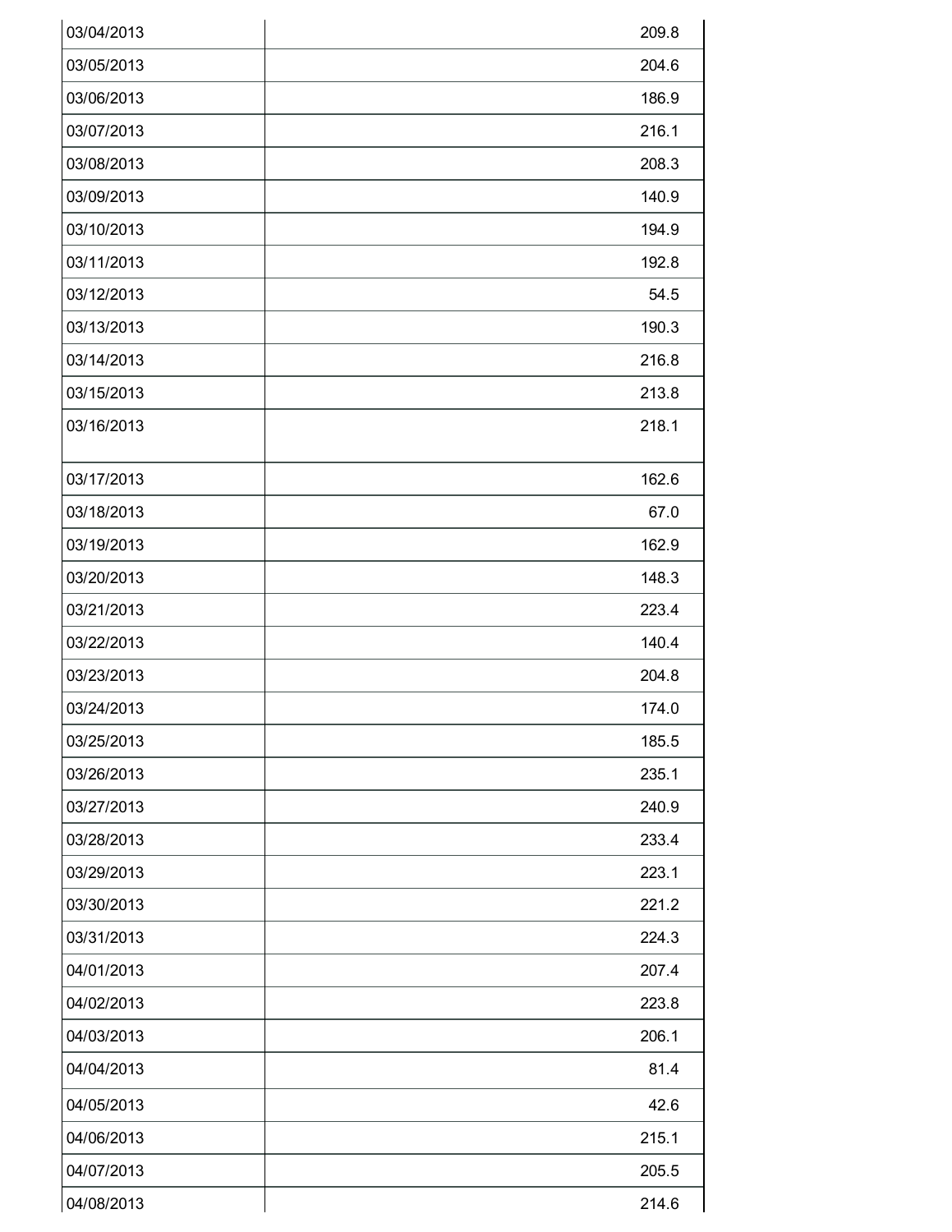| | |
|---|---|
| 03/04/2013 | 209.8 |
| 03/05/2013 | 204.6 |
| 03/06/2013 | 186.9 |
| 03/07/2013 | 216.1 |
| 03/08/2013 | 208.3 |
| 03/09/2013 | 140.9 |
| 03/10/2013 | 194.9 |
| 03/11/2013 | 192.8 |
| 03/12/2013 | 54.5 |
| 03/13/2013 | 190.3 |
| 03/14/2013 | 216.8 |
| 03/15/2013 | 213.8 |
| 03/16/2013 | 218.1 |
| 03/17/2013 | 162.6 |
| 03/18/2013 | 67.0 |
| 03/19/2013 | 162.9 |
| 03/20/2013 | 148.3 |
| 03/21/2013 | 223.4 |
| 03/22/2013 | 140.4 |
| 03/23/2013 | 204.8 |
| 03/24/2013 | 174.0 |
| 03/25/2013 | 185.5 |
| 03/26/2013 | 235.1 |
| 03/27/2013 | 240.9 |
| 03/28/2013 | 233.4 |
| 03/29/2013 | 223.1 |
| 03/30/2013 | 221.2 |
| 03/31/2013 | 224.3 |
| 04/01/2013 | 207.4 |
| 04/02/2013 | 223.8 |
| 04/03/2013 | 206.1 |
| 04/04/2013 | 81.4 |
| 04/05/2013 | 42.6 |
| 04/06/2013 | 215.1 |
| 04/07/2013 | 205.5 |
| 04/08/2013 | 214.6 |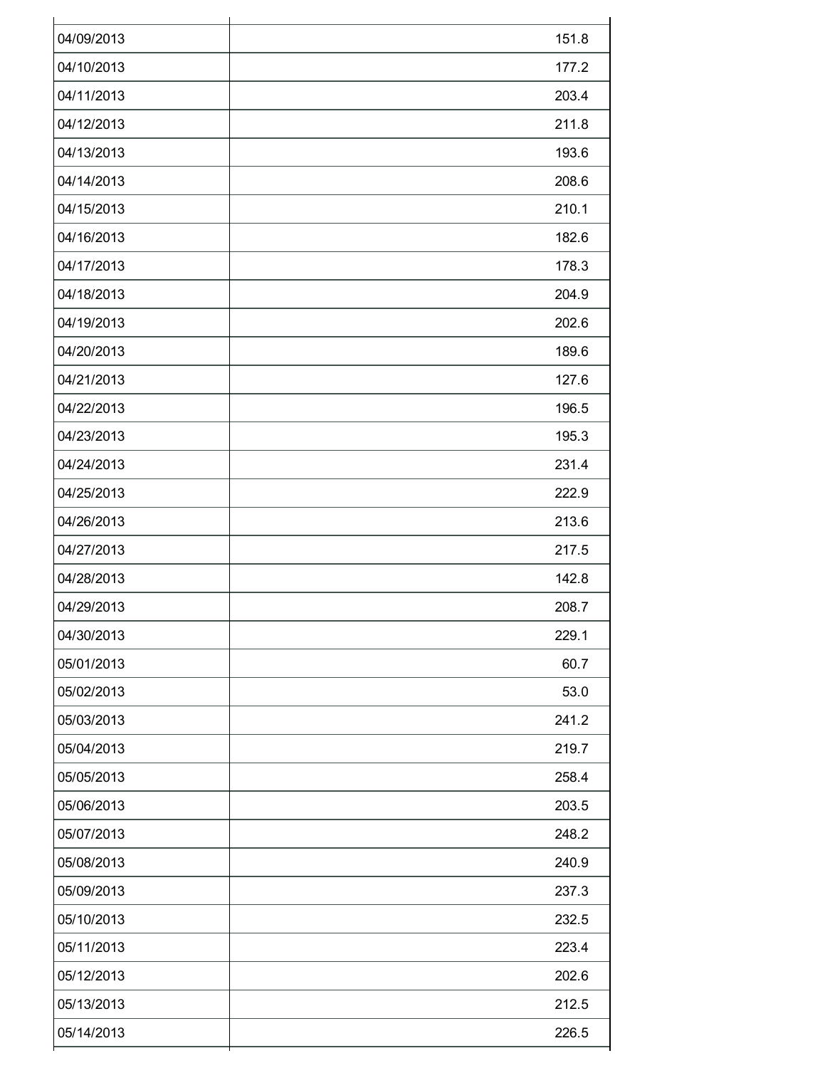| | |
|---|---|
| 04/09/2013 | 151.8 |
| 04/10/2013 | 177.2 |
| 04/11/2013 | 203.4 |
| 04/12/2013 | 211.8 |
| 04/13/2013 | 193.6 |
| 04/14/2013 | 208.6 |
| 04/15/2013 | 210.1 |
| 04/16/2013 | 182.6 |
| 04/17/2013 | 178.3 |
| 04/18/2013 | 204.9 |
| 04/19/2013 | 202.6 |
| 04/20/2013 | 189.6 |
| 04/21/2013 | 127.6 |
| 04/22/2013 | 196.5 |
| 04/23/2013 | 195.3 |
| 04/24/2013 | 231.4 |
| 04/25/2013 | 222.9 |
| 04/26/2013 | 213.6 |
| 04/27/2013 | 217.5 |
| 04/28/2013 | 142.8 |
| 04/29/2013 | 208.7 |
| 04/30/2013 | 229.1 |
| 05/01/2013 | 60.7 |
| 05/02/2013 | 53.0 |
| 05/03/2013 | 241.2 |
| 05/04/2013 | 219.7 |
| 05/05/2013 | 258.4 |
| 05/06/2013 | 203.5 |
| 05/07/2013 | 248.2 |
| 05/08/2013 | 240.9 |
| 05/09/2013 | 237.3 |
| 05/10/2013 | 232.5 |
| 05/11/2013 | 223.4 |
| 05/12/2013 | 202.6 |
| 05/13/2013 | 212.5 |
| 05/14/2013 | 226.5 |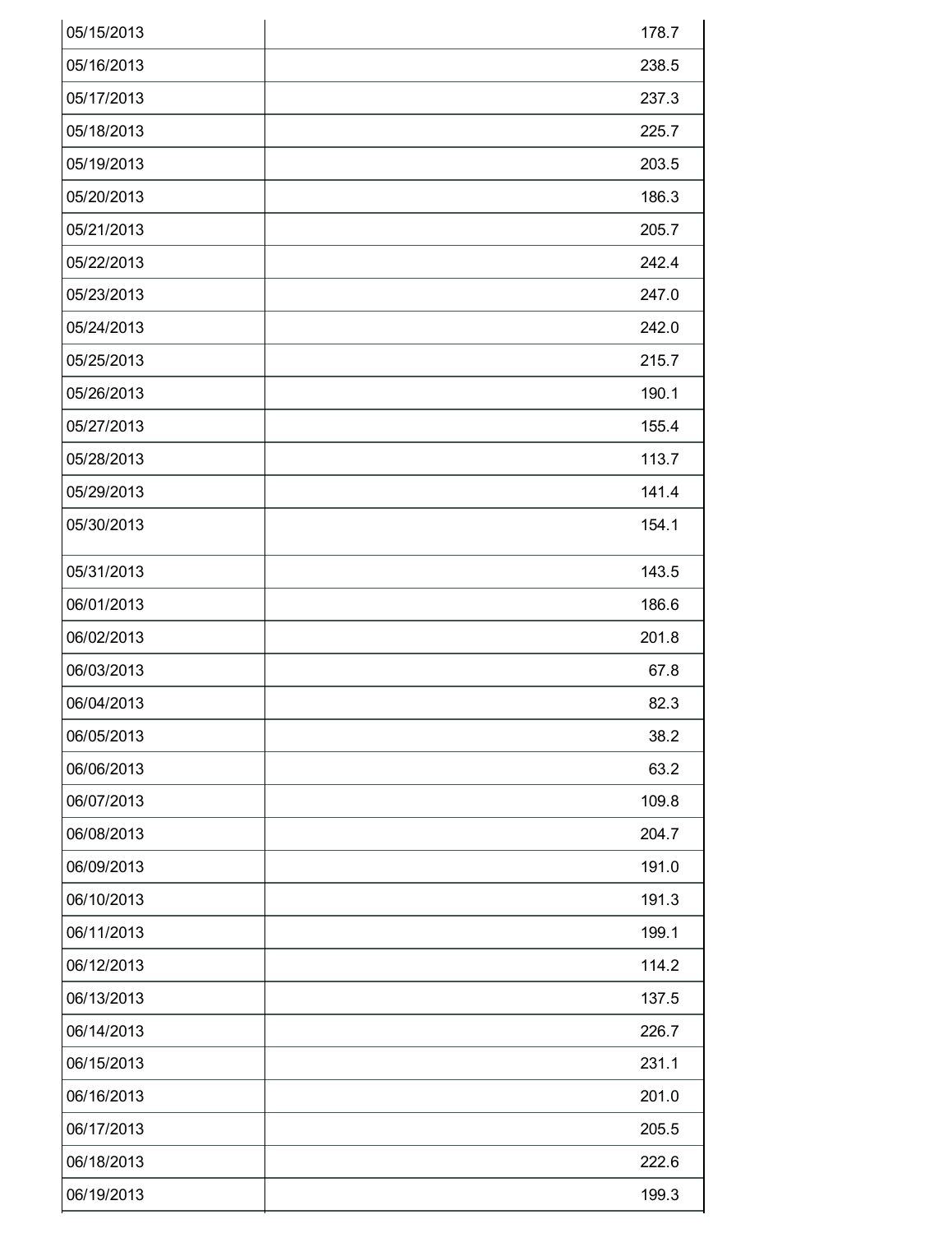| | |
|---|---|
| 05/15/2013 | 178.7 |
| 05/16/2013 | 238.5 |
| 05/17/2013 | 237.3 |
| 05/18/2013 | 225.7 |
| 05/19/2013 | 203.5 |
| 05/20/2013 | 186.3 |
| 05/21/2013 | 205.7 |
| 05/22/2013 | 242.4 |
| 05/23/2013 | 247.0 |
| 05/24/2013 | 242.0 |
| 05/25/2013 | 215.7 |
| 05/26/2013 | 190.1 |
| 05/27/2013 | 155.4 |
| 05/28/2013 | 113.7 |
| 05/29/2013 | 141.4 |
| 05/30/2013 | 154.1 |
| 05/31/2013 | 143.5 |
| 06/01/2013 | 186.6 |
| 06/02/2013 | 201.8 |
| 06/03/2013 | 67.8 |
| 06/04/2013 | 82.3 |
| 06/05/2013 | 38.2 |
| 06/06/2013 | 63.2 |
| 06/07/2013 | 109.8 |
| 06/08/2013 | 204.7 |
| 06/09/2013 | 191.0 |
| 06/10/2013 | 191.3 |
| 06/11/2013 | 199.1 |
| 06/12/2013 | 114.2 |
| 06/13/2013 | 137.5 |
| 06/14/2013 | 226.7 |
| 06/15/2013 | 231.1 |
| 06/16/2013 | 201.0 |
| 06/17/2013 | 205.5 |
| 06/18/2013 | 222.6 |
| 06/19/2013 | 199.3 |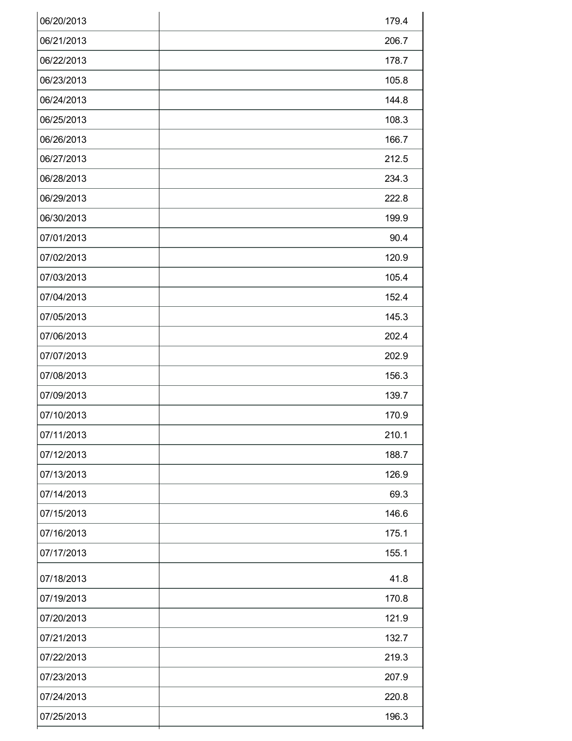| | |
|---|---|
| 06/20/2013 | 179.4 |
| 06/21/2013 | 206.7 |
| 06/22/2013 | 178.7 |
| 06/23/2013 | 105.8 |
| 06/24/2013 | 144.8 |
| 06/25/2013 | 108.3 |
| 06/26/2013 | 166.7 |
| 06/27/2013 | 212.5 |
| 06/28/2013 | 234.3 |
| 06/29/2013 | 222.8 |
| 06/30/2013 | 199.9 |
| 07/01/2013 | 90.4 |
| 07/02/2013 | 120.9 |
| 07/03/2013 | 105.4 |
| 07/04/2013 | 152.4 |
| 07/05/2013 | 145.3 |
| 07/06/2013 | 202.4 |
| 07/07/2013 | 202.9 |
| 07/08/2013 | 156.3 |
| 07/09/2013 | 139.7 |
| 07/10/2013 | 170.9 |
| 07/11/2013 | 210.1 |
| 07/12/2013 | 188.7 |
| 07/13/2013 | 126.9 |
| 07/14/2013 | 69.3 |
| 07/15/2013 | 146.6 |
| 07/16/2013 | 175.1 |
| 07/17/2013 | 155.1 |
| 07/18/2013 | 41.8 |
| 07/19/2013 | 170.8 |
| 07/20/2013 | 121.9 |
| 07/21/2013 | 132.7 |
| 07/22/2013 | 219.3 |
| 07/23/2013 | 207.9 |
| 07/24/2013 | 220.8 |
| 07/25/2013 | 196.3 |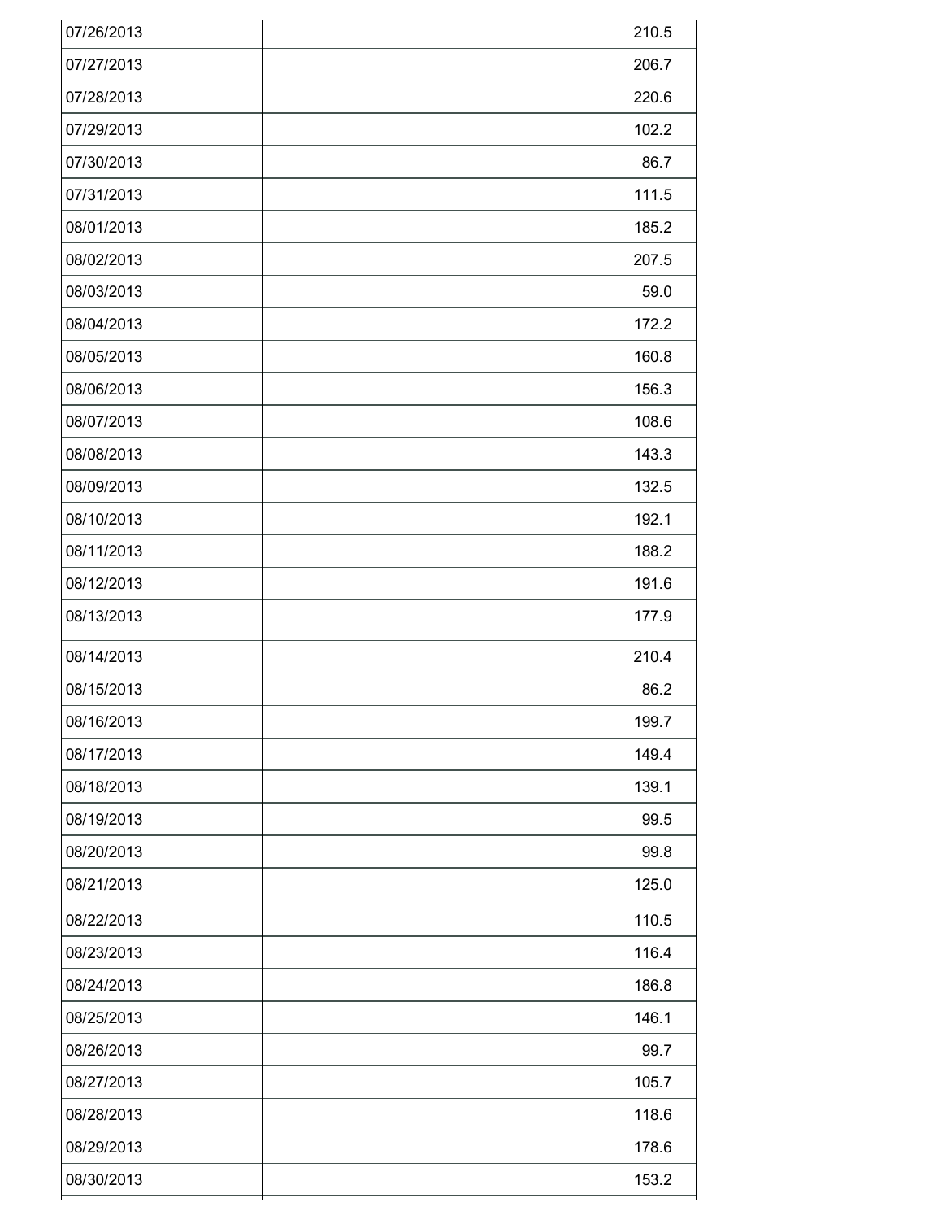| | |
|---|---|
| 07/26/2013 | 210.5 |
| 07/27/2013 | 206.7 |
| 07/28/2013 | 220.6 |
| 07/29/2013 | 102.2 |
| 07/30/2013 | 86.7 |
| 07/31/2013 | 111.5 |
| 08/01/2013 | 185.2 |
| 08/02/2013 | 207.5 |
| 08/03/2013 | 59.0 |
| 08/04/2013 | 172.2 |
| 08/05/2013 | 160.8 |
| 08/06/2013 | 156.3 |
| 08/07/2013 | 108.6 |
| 08/08/2013 | 143.3 |
| 08/09/2013 | 132.5 |
| 08/10/2013 | 192.1 |
| 08/11/2013 | 188.2 |
| 08/12/2013 | 191.6 |
| 08/13/2013 | 177.9 |
| 08/14/2013 | 210.4 |
| 08/15/2013 | 86.2 |
| 08/16/2013 | 199.7 |
| 08/17/2013 | 149.4 |
| 08/18/2013 | 139.1 |
| 08/19/2013 | 99.5 |
| 08/20/2013 | 99.8 |
| 08/21/2013 | 125.0 |
| 08/22/2013 | 110.5 |
| 08/23/2013 | 116.4 |
| 08/24/2013 | 186.8 |
| 08/25/2013 | 146.1 |
| 08/26/2013 | 99.7 |
| 08/27/2013 | 105.7 |
| 08/28/2013 | 118.6 |
| 08/29/2013 | 178.6 |
| 08/30/2013 | 153.2 |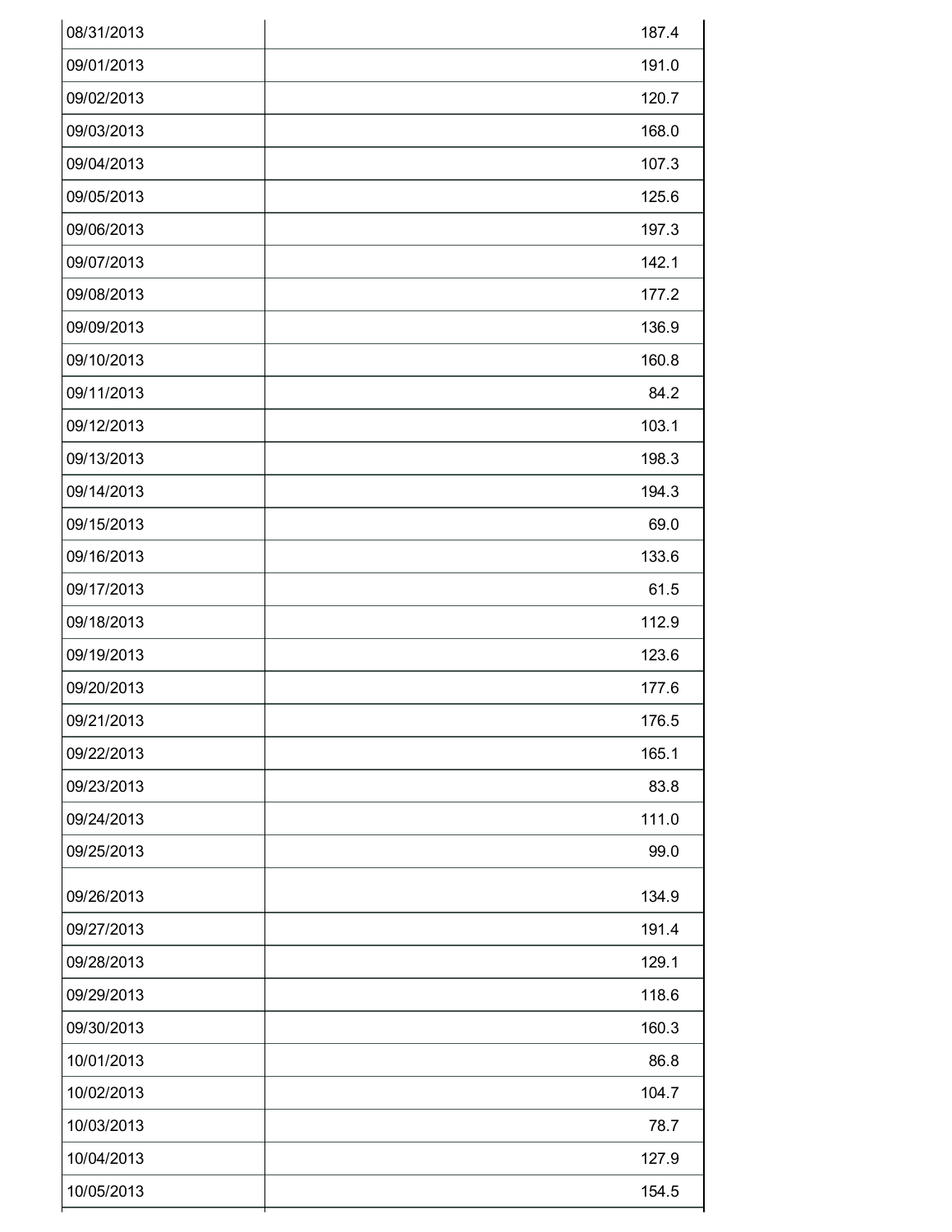| | |
|---|---:|
| 08/31/2013 | 187.4 |
| 09/01/2013 | 191.0 |
| 09/02/2013 | 120.7 |
| 09/03/2013 | 168.0 |
| 09/04/2013 | 107.3 |
| 09/05/2013 | 125.6 |
| 09/06/2013 | 197.3 |
| 09/07/2013 | 142.1 |
| 09/08/2013 | 177.2 |
| 09/09/2013 | 136.9 |
| 09/10/2013 | 160.8 |
| 09/11/2013 | 84.2 |
| 09/12/2013 | 103.1 |
| 09/13/2013 | 198.3 |
| 09/14/2013 | 194.3 |
| 09/15/2013 | 69.0 |
| 09/16/2013 | 133.6 |
| 09/17/2013 | 61.5 |
| 09/18/2013 | 112.9 |
| 09/19/2013 | 123.6 |
| 09/20/2013 | 177.6 |
| 09/21/2013 | 176.5 |
| 09/22/2013 | 165.1 |
| 09/23/2013 | 83.8 |
| 09/24/2013 | 111.0 |
| 09/25/2013 | 99.0 |
| 09/26/2013 | 134.9 |
| 09/27/2013 | 191.4 |
| 09/28/2013 | 129.1 |
| 09/29/2013 | 118.6 |
| 09/30/2013 | 160.3 |
| 10/01/2013 | 86.8 |
| 10/02/2013 | 104.7 |
| 10/03/2013 | 78.7 |
| 10/04/2013 | 127.9 |
| 10/05/2013 | 154.5 |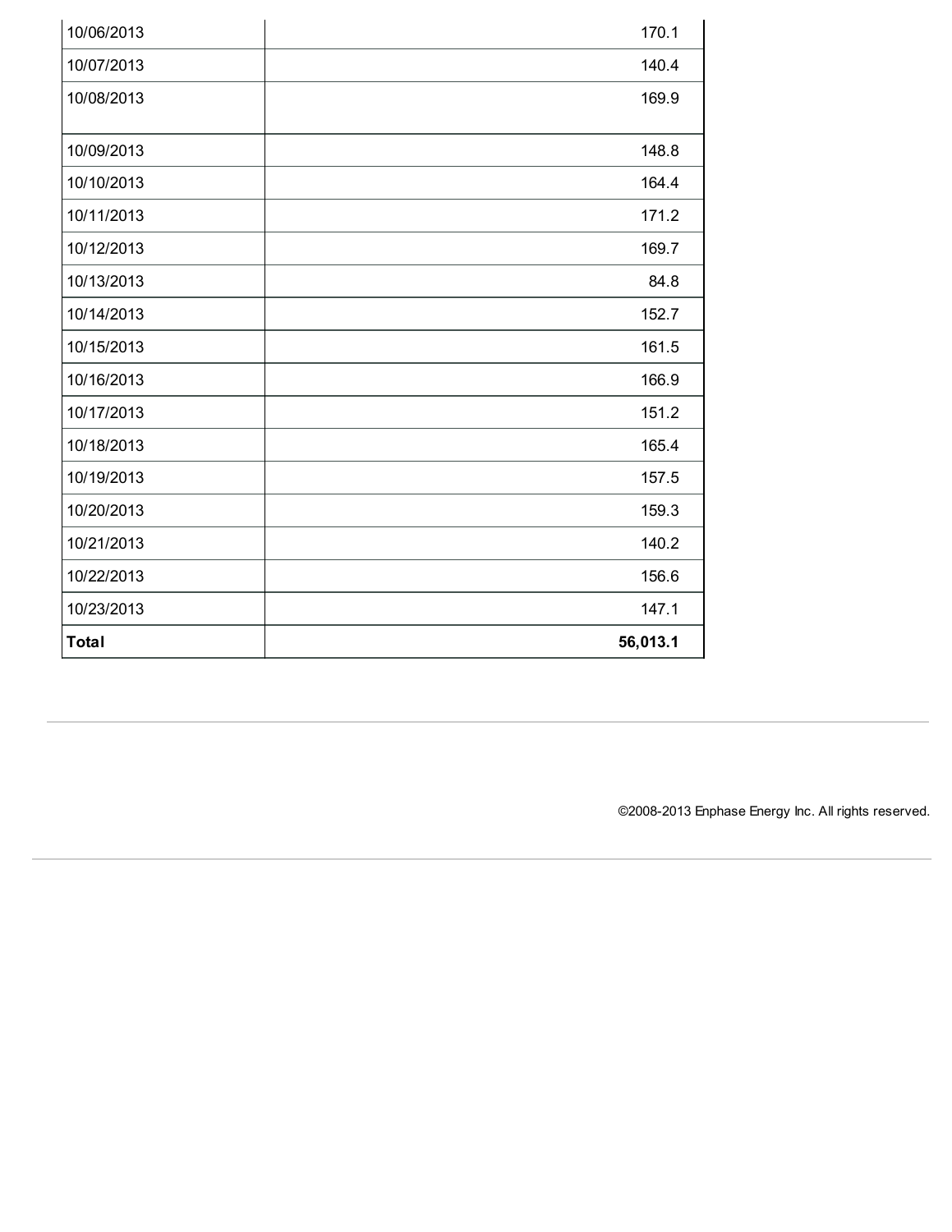| | |
|---|---|
| 10/06/2013 | 170.1 |
| 10/07/2013 | 140.4 |
| 10/08/2013 | 169.9 |
| 10/09/2013 | 148.8 |
| 10/10/2013 | 164.4 |
| 10/11/2013 | 171.2 |
| 10/12/2013 | 169.7 |
| 10/13/2013 | 84.8 |
| 10/14/2013 | 152.7 |
| 10/15/2013 | 161.5 |
| 10/16/2013 | 166.9 |
| 10/17/2013 | 151.2 |
| 10/18/2013 | 165.4 |
| 10/19/2013 | 157.5 |
| 10/20/2013 | 159.3 |
| 10/21/2013 | 140.2 |
| 10/22/2013 | 156.6 |
| 10/23/2013 | 147.1 |
| **Total** | **56,013.1** |

©2008-2013 Enphase Energy Inc. All rights reserved.